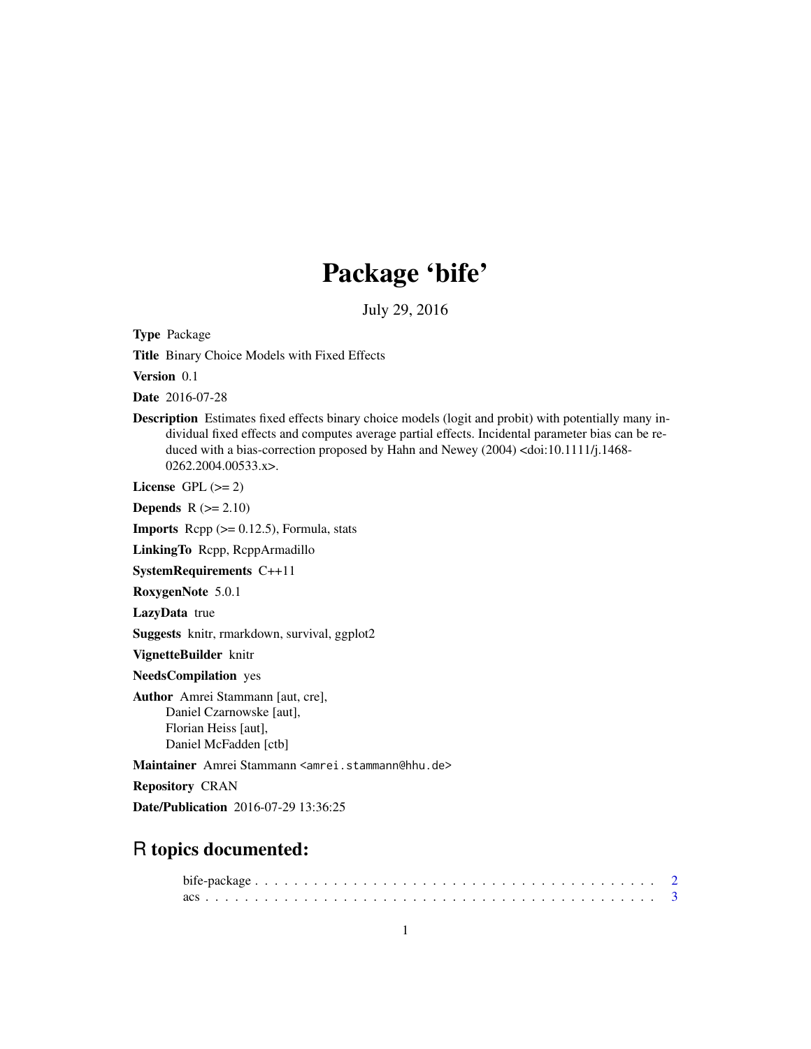# Package 'bife'

July 29, 2016

**Type** Package

**Title** Binary Choice Models with Fixed Effects

**Version** 0.1

**Date** 2016-07-28

**Description** Estimates fixed effects binary choice models (logit and probit) with potentially many individual fixed effects and computes average partial effects. Incidental parameter bias can be reduced with a bias-correction proposed by Hahn and Newey (2004) <doi:10.1111/j.1468-0262.2004.00533.x>.

**License** GPL (>= 2)

**Depends** R (>= 2.10)

**Imports** Rcpp (>= 0.12.5), Formula, stats

**LinkingTo** Rcpp, RcppArmadillo

**SystemRequirements** C++11

**RoxygenNote** 5.0.1

**LazyData** true

**Suggests** knitr, rmarkdown, survival, ggplot2

**VignetteBuilder** knitr

**NeedsCompilation** yes

**Author** Amrei Stammann [aut, cre],
Daniel Czarnowske [aut],
Florian Heiss [aut],
Daniel McFadden [ctb]

**Maintainer** Amrei Stammann <amrei.stammann@hhu.de>

**Repository** CRAN

**Date/Publication** 2016-07-29 13:36:25

## R topics documented:

bife-package . . . . . . . . . . . . . . . . . . . . . . . . . . . . . . . . . . . . . . . . . 2
acs . . . . . . . . . . . . . . . . . . . . . . . . . . . . . . . . . . . . . . . . . . . . . . 3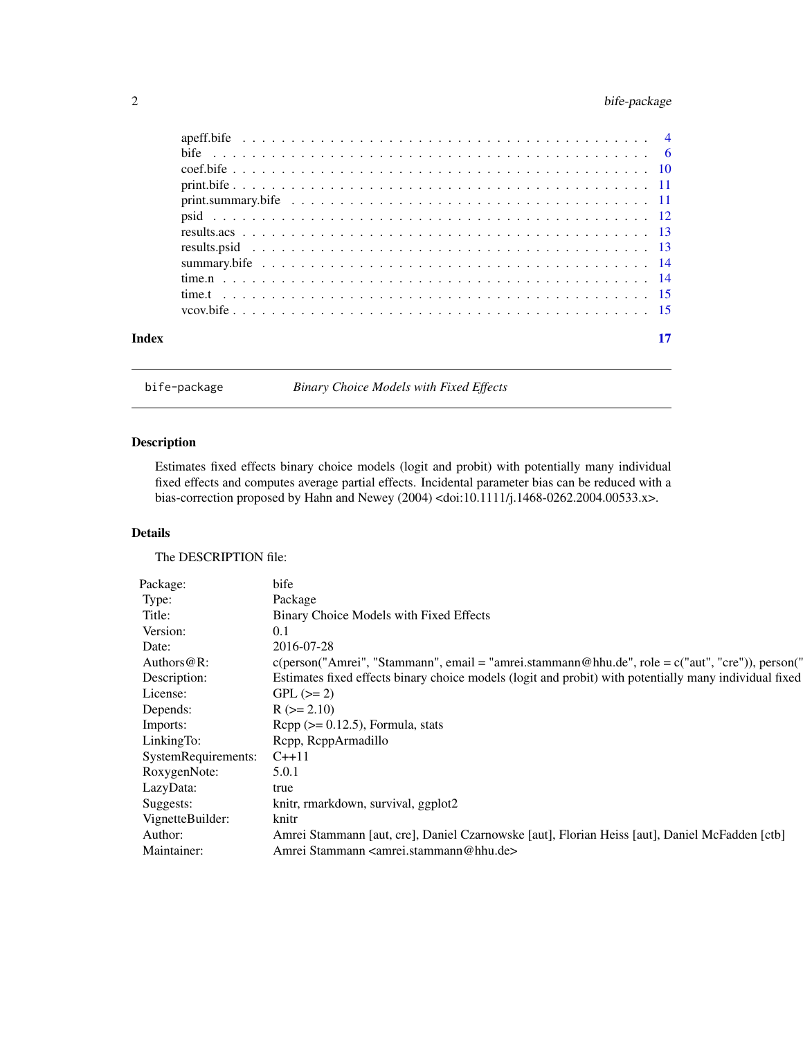| | |
|---|---|
| apeff.bife | 4 |
| bife | 6 |
| coef.bife | 10 |
| print.bife | 11 |
| print.summary.bife | 11 |
| psid | 12 |
| results.acs | 13 |
| results.psid | 13 |
| summary.bife | 14 |
| time.n | 14 |
| time.t | 15 |
| vcov.bife | 15 |

**Index** 17

---

bife-package *Binary Choice Models with Fixed Effects*

---

## Description

Estimates fixed effects binary choice models (logit and probit) with potentially many individual fixed effects and computes average partial effects. Incidental parameter bias can be reduced with a bias-correction proposed by Hahn and Newey (2004) <doi:10.1111/j.1468-0262.2004.00533.x>.

## Details

The DESCRIPTION file:

| | |
|---|---|
| Package: | bife |
| Type: | Package |
| Title: | Binary Choice Models with Fixed Effects |
| Version: | 0.1 |
| Date: | 2016-07-28 |
| Authors@R: | c(person("Amrei", "Stammann", email = "amrei.stammann@hhu.de", role = c("aut", "cre")), person(" |
| Description: | Estimates fixed effects binary choice models (logit and probit) with potentially many individual fixed |
| License: | GPL (>= 2) |
| Depends: | R (>= 2.10) |
| Imports: | Rcpp (>= 0.12.5), Formula, stats |
| LinkingTo: | Rcpp, RcppArmadillo |
| SystemRequirements: | C++11 |
| RoxygenNote: | 5.0.1 |
| LazyData: | true |
| Suggests: | knitr, rmarkdown, survival, ggplot2 |
| VignetteBuilder: | knitr |
| Author: | Amrei Stammann [aut, cre], Daniel Czarnowske [aut], Florian Heiss [aut], Daniel McFadden [ctb] |
| Maintainer: | Amrei Stammann <amrei.stammann@hhu.de> |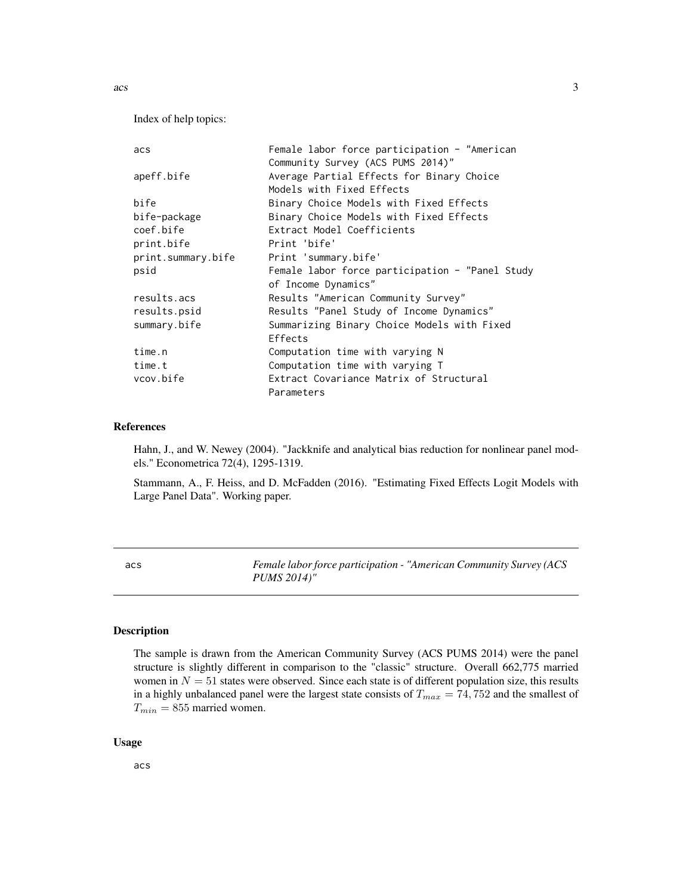Index of help topics:

```
acs                     Female labor force participation - "American
                        Community Survey (ACS PUMS 2014)"
apeff.bife              Average Partial Effects for Binary Choice
                        Models with Fixed Effects
bife                    Binary Choice Models with Fixed Effects
bife-package            Binary Choice Models with Fixed Effects
coef.bife               Extract Model Coefficients
print.bife              Print 'bife'
print.summary.bife      Print 'summary.bife'
psid                    Female labor force participation - "Panel Study
                        of Income Dynamics"
results.acs             Results "American Community Survey"
results.psid            Results "Panel Study of Income Dynamics"
summary.bife            Summarizing Binary Choice Models with Fixed
                        Effects
time.n                  Computation time with varying N
time.t                  Computation time with varying T
vcov.bife               Extract Covariance Matrix of Structural
                        Parameters
```

## References

Hahn, J., and W. Newey (2004). "Jackknife and analytical bias reduction for nonlinear panel models." Econometrica 72(4), 1295-1319.

Stammann, A., F. Heiss, and D. McFadden (2016). "Estimating Fixed Effects Logit Models with Large Panel Data". Working paper.

---

# acs — *Female labor force participation - "American Community Survey (ACS PUMS 2014)"*

## Description

The sample is drawn from the American Community Survey (ACS PUMS 2014) were the panel structure is slightly different in comparison to the "classic" structure. Overall 662,775 married women in $N = 51$ states were observed. Since each state is of different population size, this results in a highly unbalanced panel were the largest state consists of $T_{max} = 74,752$ and the smallest of $T_{min} = 855$ married women.

## Usage

```
acs
```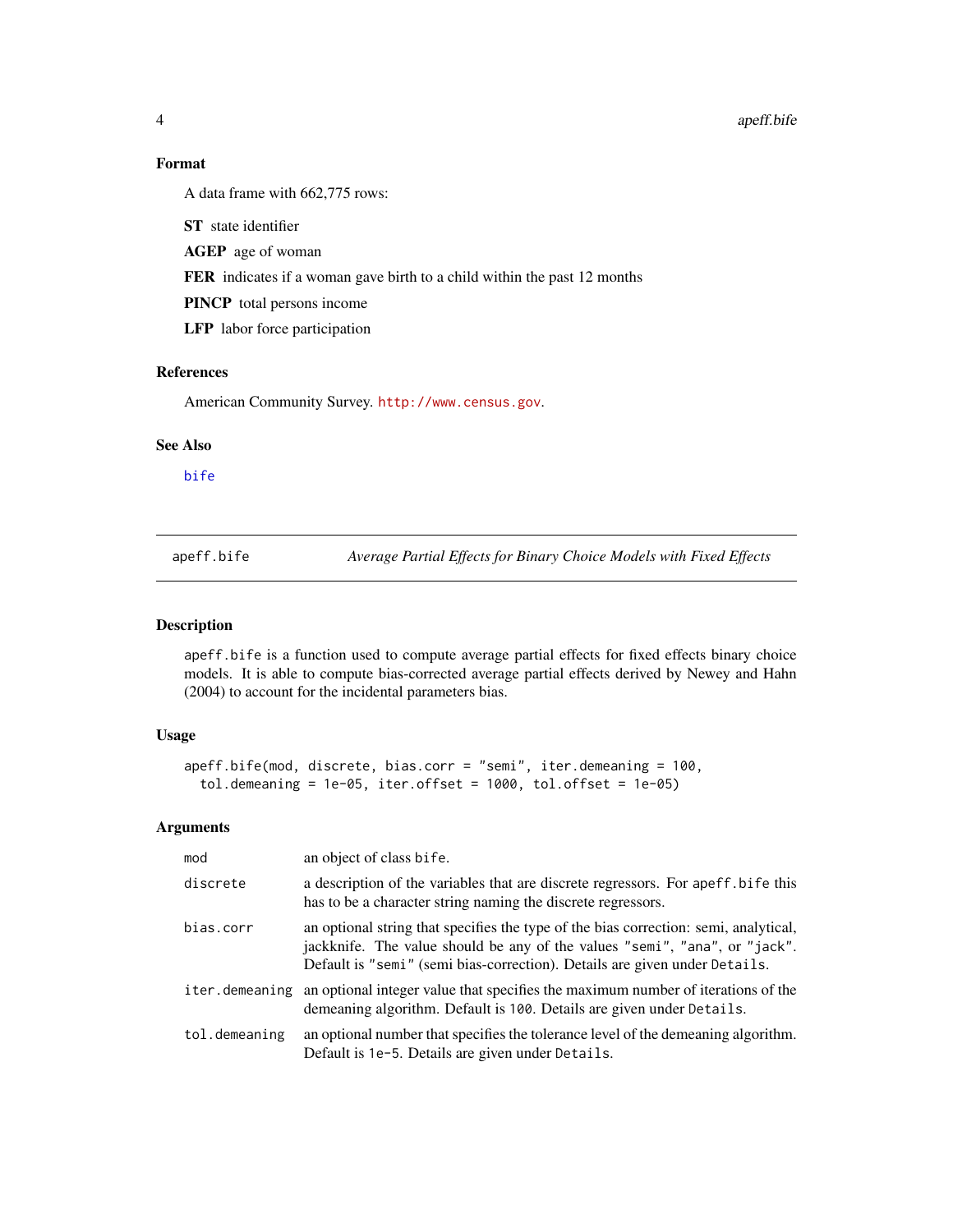### Format

A data frame with 662,775 rows:

**ST** state identifier

**AGEP** age of woman

**FER** indicates if a woman gave birth to a child within the past 12 months

**PINCP** total persons income

**LFP** labor force participation

### References

American Community Survey. http://www.census.gov.

### See Also

bife

## apeff.bife *Average Partial Effects for Binary Choice Models with Fixed Effects*

### Description

apeff.bife is a function used to compute average partial effects for fixed effects binary choice models. It is able to compute bias-corrected average partial effects derived by Newey and Hahn (2004) to account for the incidental parameters bias.

### Usage

```
apeff.bife(mod, discrete, bias.corr = "semi", iter.demeaning = 100,
  tol.demeaning = 1e-05, iter.offset = 1000, tol.offset = 1e-05)
```

### Arguments

| | |
|---|---|
| mod | an object of class bife. |
| discrete | a description of the variables that are discrete regressors. For apeff.bife this has to be a character string naming the discrete regressors. |
| bias.corr | an optional string that specifies the type of the bias correction: semi, analytical, jackknife. The value should be any of the values "semi", "ana", or "jack". Default is "semi" (semi bias-correction). Details are given under Details. |
| iter.demeaning | an optional integer value that specifies the maximum number of iterations of the demeaning algorithm. Default is 100. Details are given under Details. |
| tol.demeaning | an optional number that specifies the tolerance level of the demeaning algorithm. Default is 1e-5. Details are given under Details. |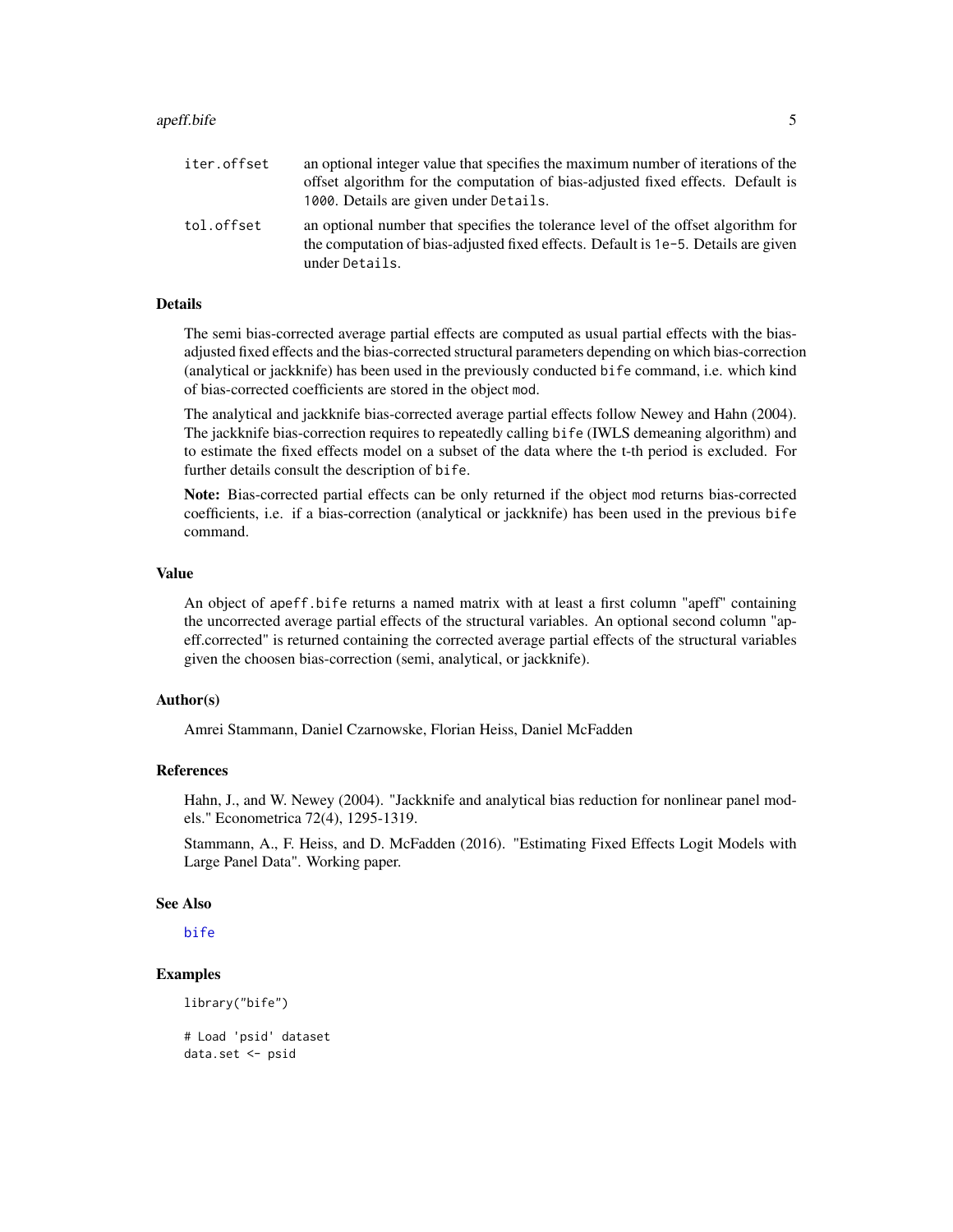| | |
|---|---|
| `iter.offset` | an optional integer value that specifies the maximum number of iterations of the offset algorithm for the computation of bias-adjusted fixed effects. Default is `1000`. Details are given under `Details`. |
| `tol.offset` | an optional number that specifies the tolerance level of the offset algorithm for the computation of bias-adjusted fixed effects. Default is `1e-5`. Details are given under `Details`. |

## Details

The semi bias-corrected average partial effects are computed as usual partial effects with the bias-adjusted fixed effects and the bias-corrected structural parameters depending on which bias-correction (analytical or jackknife) has been used in the previously conducted `bife` command, i.e. which kind of bias-corrected coefficients are stored in the object `mod`.

The analytical and jackknife bias-corrected average partial effects follow Newey and Hahn (2004). The jackknife bias-correction requires to repeatedly calling `bife` (IWLS demeaning algorithm) and to estimate the fixed effects model on a subset of the data where the t-th period is excluded. For further details consult the description of `bife`.

**Note:** Bias-corrected partial effects can be only returned if the object `mod` returns bias-corrected coefficients, i.e. if a bias-correction (analytical or jackknife) has been used in the previous `bife` command.

## Value

An object of `apeff.bife` returns a named matrix with at least a first column "apeff" containing the uncorrected average partial effects of the structural variables. An optional second column "apeff.corrected" is returned containing the corrected average partial effects of the structural variables given the choosen bias-correction (semi, analytical, or jackknife).

## Author(s)

Amrei Stammann, Daniel Czarnowske, Florian Heiss, Daniel McFadden

## References

Hahn, J., and W. Newey (2004). "Jackknife and analytical bias reduction for nonlinear panel models." Econometrica 72(4), 1295-1319.

Stammann, A., F. Heiss, and D. McFadden (2016). "Estimating Fixed Effects Logit Models with Large Panel Data". Working paper.

## See Also

`bife`

## Examples

```
library("bife")

# Load 'psid' dataset
data.set <- psid
```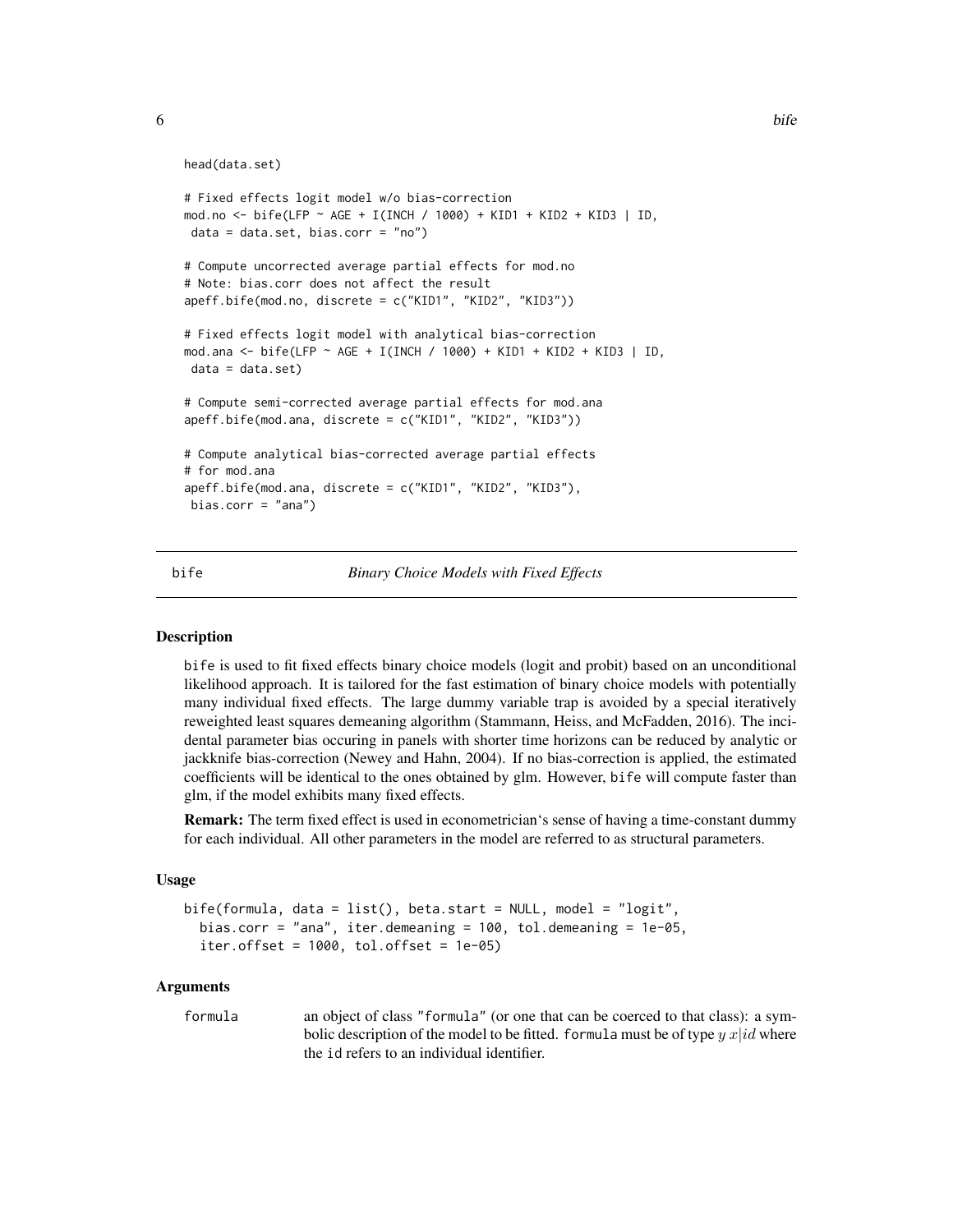```
head(data.set)

# Fixed effects logit model w/o bias-correction
mod.no <- bife(LFP ~ AGE + I(INCH / 1000) + KID1 + KID2 + KID3 | ID,
 data = data.set, bias.corr = "no")

# Compute uncorrected average partial effects for mod.no
# Note: bias.corr does not affect the result
apeff.bife(mod.no, discrete = c("KID1", "KID2", "KID3"))

# Fixed effects logit model with analytical bias-correction
mod.ana <- bife(LFP ~ AGE + I(INCH / 1000) + KID1 + KID2 + KID3 | ID,
 data = data.set)

# Compute semi-corrected average partial effects for mod.ana
apeff.bife(mod.ana, discrete = c("KID1", "KID2", "KID3"))

# Compute analytical bias-corrected average partial effects
# for mod.ana
apeff.bife(mod.ana, discrete = c("KID1", "KID2", "KID3"),
 bias.corr = "ana")
```

---

## bife — *Binary Choice Models with Fixed Effects*

### Description

bife is used to fit fixed effects binary choice models (logit and probit) based on an unconditional likelihood approach. It is tailored for the fast estimation of binary choice models with potentially many individual fixed effects. The large dummy variable trap is avoided by a special iteratively reweighted least squares demeaning algorithm (Stammann, Heiss, and McFadden, 2016). The incidental parameter bias occuring in panels with shorter time horizons can be reduced by analytic or jackknife bias-correction (Newey and Hahn, 2004). If no bias-correction is applied, the estimated coefficients will be identical to the ones obtained by glm. However, bife will compute faster than glm, if the model exhibits many fixed effects.

**Remark:** The term fixed effect is used in econometrician's sense of having a time-constant dummy for each individual. All other parameters in the model are referred to as structural parameters.

### Usage

```
bife(formula, data = list(), beta.start = NULL, model = "logit",
  bias.corr = "ana", iter.demeaning = 100, tol.demeaning = 1e-05,
  iter.offset = 1000, tol.offset = 1e-05)
```

### Arguments

| | |
|---|---|
| formula | an object of class "formula" (or one that can be coerced to that class): a symbolic description of the model to be fitted. formula must be of type $y\ x \vert id$ where the id refers to an individual identifier. |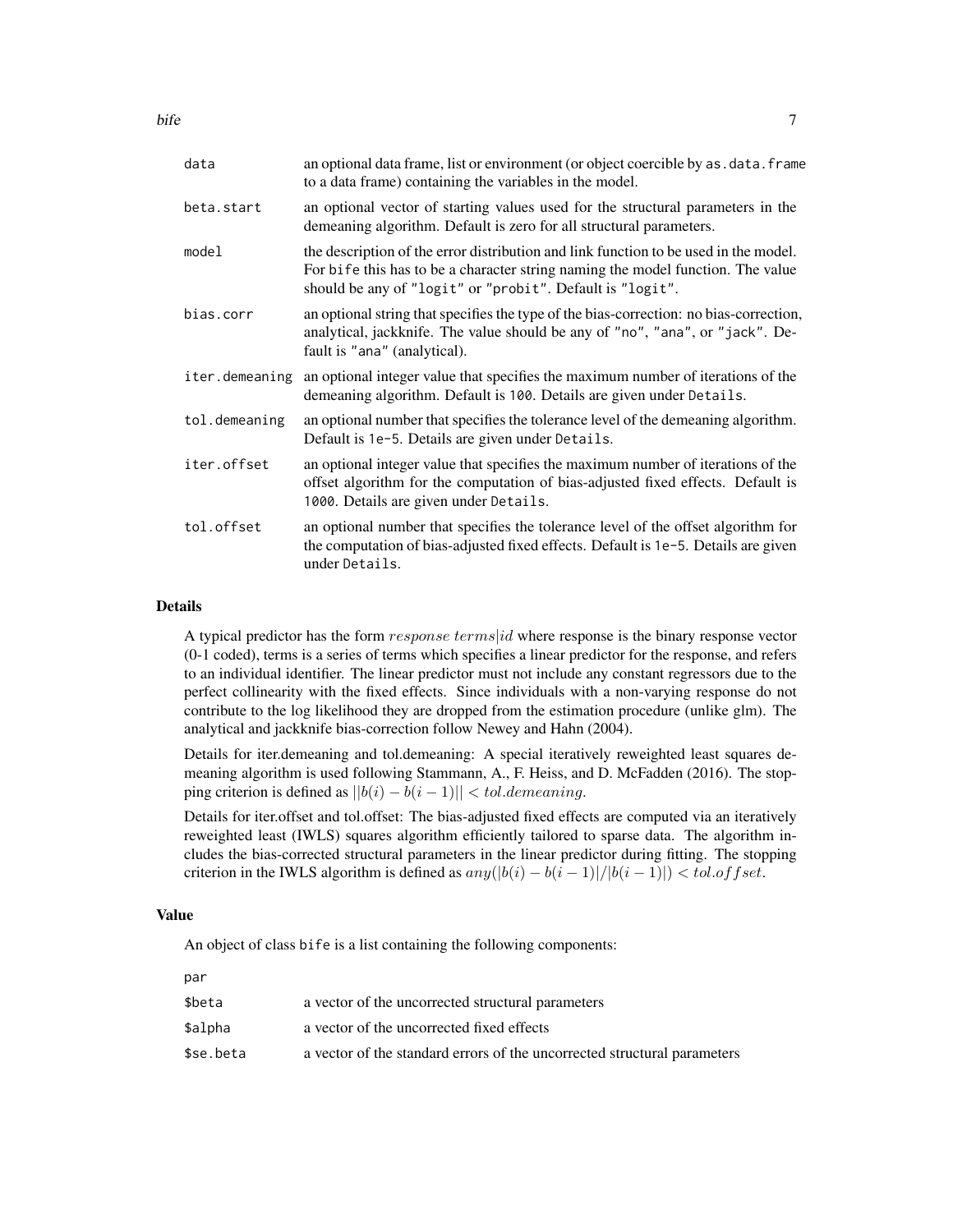| | |
|---|---|
| data | an optional data frame, list or environment (or object coercible by `as.data.frame` to a data frame) containing the variables in the model. |
| beta.start | an optional vector of starting values used for the structural parameters in the demeaning algorithm. Default is zero for all structural parameters. |
| model | the description of the error distribution and link function to be used in the model. For `bife` this has to be a character string naming the model function. The value should be any of `"logit"` or `"probit"`. Default is `"logit"`. |
| bias.corr | an optional string that specifies the type of the bias-correction: no bias-correction, analytical, jackknife. The value should be any of `"no"`, `"ana"`, or `"jack"`. Default is `"ana"` (analytical). |
| iter.demeaning | an optional integer value that specifies the maximum number of iterations of the demeaning algorithm. Default is `100`. Details are given under `Details`. |
| tol.demeaning | an optional number that specifies the tolerance level of the demeaning algorithm. Default is `1e-5`. Details are given under `Details`. |
| iter.offset | an optional integer value that specifies the maximum number of iterations of the offset algorithm for the computation of bias-adjusted fixed effects. Default is `1000`. Details are given under `Details`. |
| tol.offset | an optional number that specifies the tolerance level of the offset algorithm for the computation of bias-adjusted fixed effects. Default is `1e-5`. Details are given under `Details`. |

### Details

A typical predictor has the form $response\ terms|id$ where response is the binary response vector (0-1 coded), terms is a series of terms which specifies a linear predictor for the response, and refers to an individual identifier. The linear predictor must not include any constant regressors due to the perfect collinearity with the fixed effects. Since individuals with a non-varying response do not contribute to the log likelihood they are dropped from the estimation procedure (unlike glm). The analytical and jackknife bias-correction follow Newey and Hahn (2004).

Details for iter.demeaning and tol.demeaning: A special iteratively reweighted least squares demeaning algorithm is used following Stammann, A., F. Heiss, and D. McFadden (2016). The stopping criterion is defined as $||b(i) - b(i-1)|| < tol.demeaning$.

Details for iter.offset and tol.offset: The bias-adjusted fixed effects are computed via an iteratively reweighted least (IWLS) squares algorithm efficiently tailored to sparse data. The algorithm includes the bias-corrected structural parameters in the linear predictor during fitting. The stopping criterion in the IWLS algorithm is defined as $any(|b(i) - b(i-1)|/|b(i-1)|) < tol.offset$.

### Value

An object of class `bife` is a list containing the following components:

| | |
|---|---|
| par | |
| $beta | a vector of the uncorrected structural parameters |
| $alpha | a vector of the uncorrected fixed effects |
| $se.beta | a vector of the standard errors of the uncorrected structural parameters |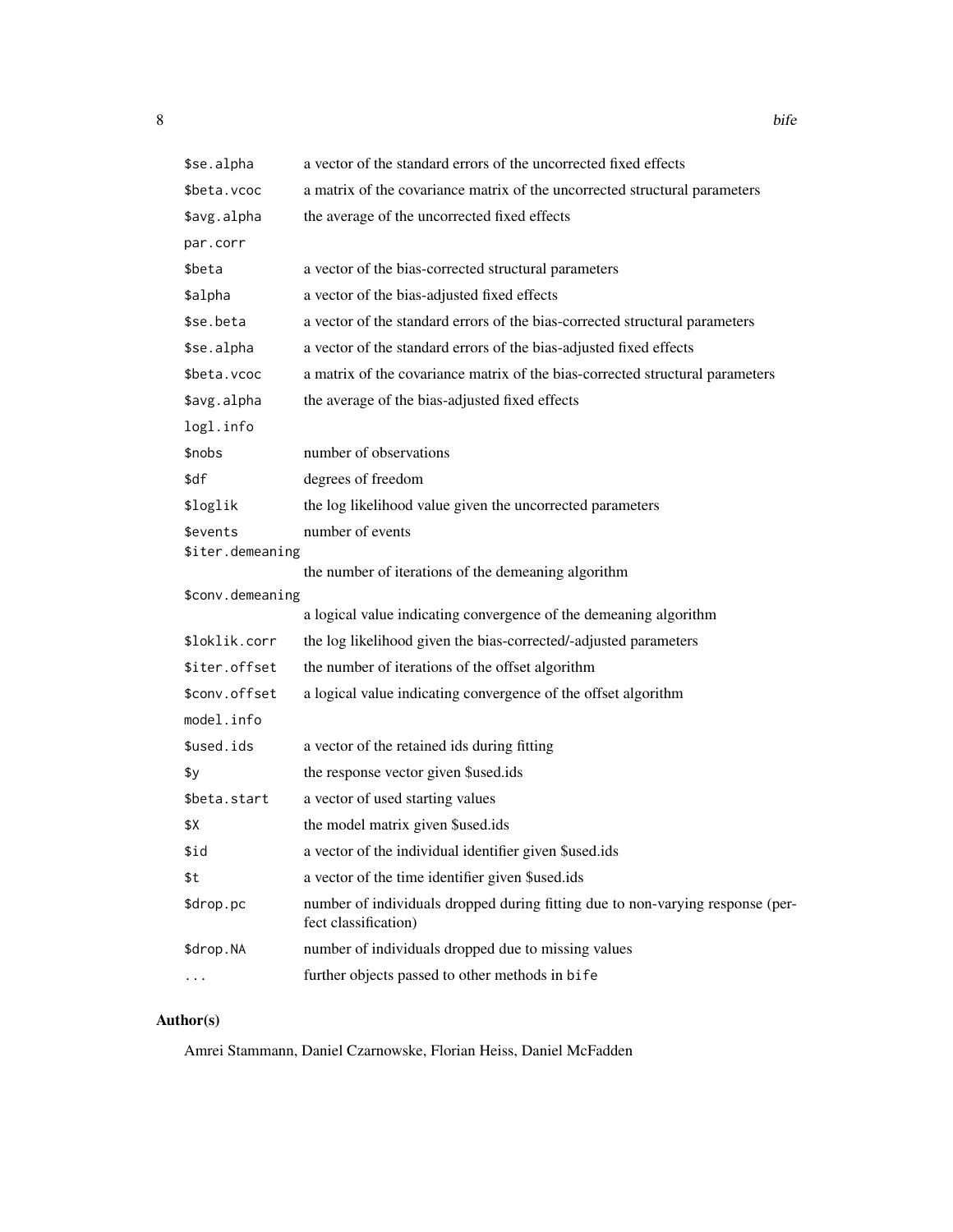| | |
|---|---|
| `$se.alpha` | a vector of the standard errors of the uncorrected fixed effects |
| `$beta.vcoc` | a matrix of the covariance matrix of the uncorrected structural parameters |
| `$avg.alpha` | the average of the uncorrected fixed effects |
| `par.corr` | |
| `$beta` | a vector of the bias-corrected structural parameters |
| `$alpha` | a vector of the bias-adjusted fixed effects |
| `$se.beta` | a vector of the standard errors of the bias-corrected structural parameters |
| `$se.alpha` | a vector of the standard errors of the bias-adjusted fixed effects |
| `$beta.vcoc` | a matrix of the covariance matrix of the bias-corrected structural parameters |
| `$avg.alpha` | the average of the bias-adjusted fixed effects |
| `logl.info` | |
| `$nobs` | number of observations |
| `$df` | degrees of freedom |
| `$loglik` | the log likelihood value given the uncorrected parameters |
| `$events` | number of events |
| `$iter.demeaning` | the number of iterations of the demeaning algorithm |
| `$conv.demeaning` | a logical value indicating convergence of the demeaning algorithm |
| `$loklik.corr` | the log likelihood given the bias-corrected/-adjusted parameters |
| `$iter.offset` | the number of iterations of the offset algorithm |
| `$conv.offset` | a logical value indicating convergence of the offset algorithm |
| `model.info` | |
| `$used.ids` | a vector of the retained ids during fitting |
| `$y` | the response vector given $used.ids |
| `$beta.start` | a vector of used starting values |
| `$X` | the model matrix given $used.ids |
| `$id` | a vector of the individual identifier given $used.ids |
| `$t` | a vector of the time identifier given $used.ids |
| `$drop.pc` | number of individuals dropped during fitting due to non-varying response (perfect classification) |
| `$drop.NA` | number of individuals dropped due to missing values |
| `...` | further objects passed to other methods in `bife` |

## Author(s)

Amrei Stammann, Daniel Czarnowske, Florian Heiss, Daniel McFadden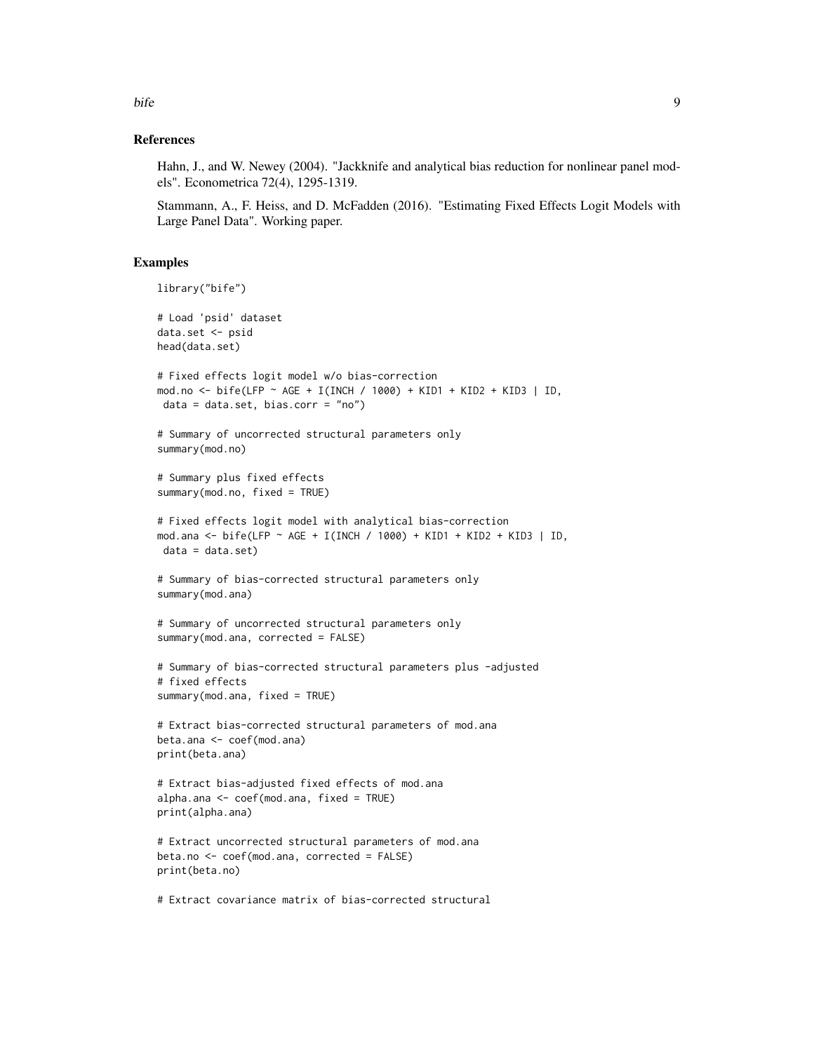## References

Hahn, J., and W. Newey (2004). "Jackknife and analytical bias reduction for nonlinear panel models". Econometrica 72(4), 1295-1319.

Stammann, A., F. Heiss, and D. McFadden (2016). "Estimating Fixed Effects Logit Models with Large Panel Data". Working paper.

## Examples

```
library("bife")

# Load 'psid' dataset
data.set <- psid
head(data.set)

# Fixed effects logit model w/o bias-correction
mod.no <- bife(LFP ~ AGE + I(INCH / 1000) + KID1 + KID2 + KID3 | ID,
 data = data.set, bias.corr = "no")

# Summary of uncorrected structural parameters only
summary(mod.no)

# Summary plus fixed effects
summary(mod.no, fixed = TRUE)

# Fixed effects logit model with analytical bias-correction
mod.ana <- bife(LFP ~ AGE + I(INCH / 1000) + KID1 + KID2 + KID3 | ID,
 data = data.set)

# Summary of bias-corrected structural parameters only
summary(mod.ana)

# Summary of uncorrected structural parameters only
summary(mod.ana, corrected = FALSE)

# Summary of bias-corrected structural parameters plus -adjusted
# fixed effects
summary(mod.ana, fixed = TRUE)

# Extract bias-corrected structural parameters of mod.ana
beta.ana <- coef(mod.ana)
print(beta.ana)

# Extract bias-adjusted fixed effects of mod.ana
alpha.ana <- coef(mod.ana, fixed = TRUE)
print(alpha.ana)

# Extract uncorrected structural parameters of mod.ana
beta.no <- coef(mod.ana, corrected = FALSE)
print(beta.no)

# Extract covariance matrix of bias-corrected structural
```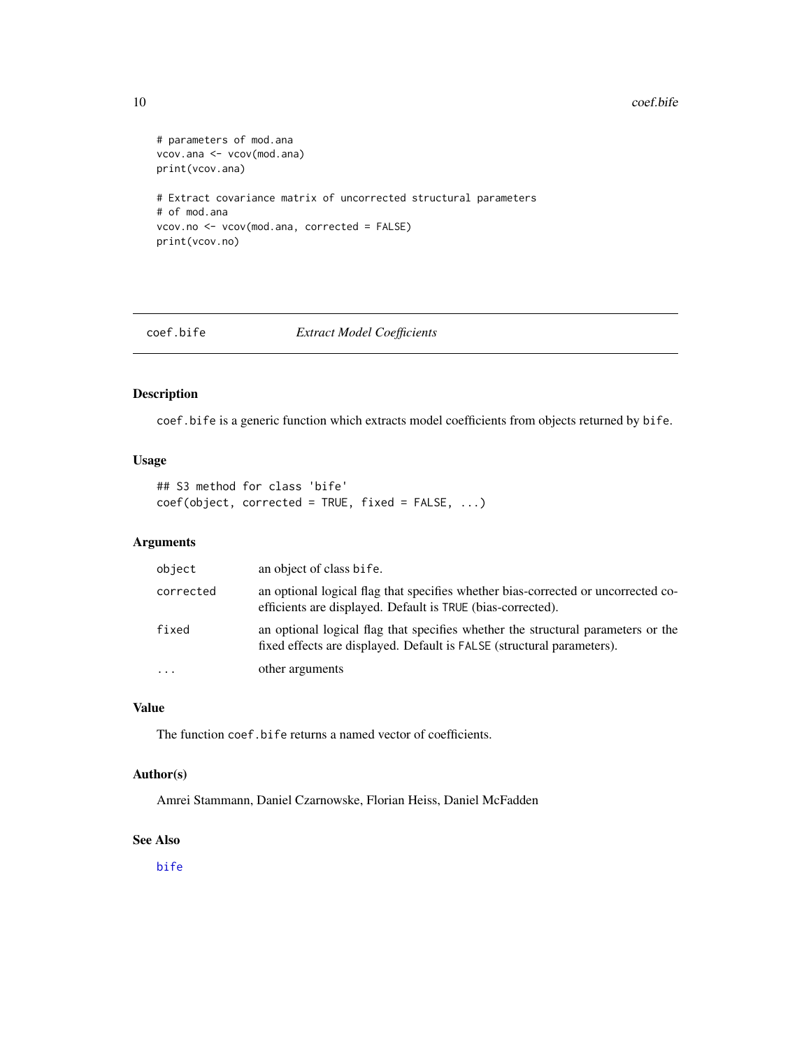```
# parameters of mod.ana
vcov.ana <- vcov(mod.ana)
print(vcov.ana)

# Extract covariance matrix of uncorrected structural parameters
# of mod.ana
vcov.no <- vcov(mod.ana, corrected = FALSE)
print(vcov.no)
```

---

## coef.bife *Extract Model Coefficients*

---

### Description

`coef.bife` is a generic function which extracts model coefficients from objects returned by `bife`.

### Usage

```
## S3 method for class 'bife'
coef(object, corrected = TRUE, fixed = FALSE, ...)
```

### Arguments

| | |
|---|---|
| `object` | an object of class `bife`. |
| `corrected` | an optional logical flag that specifies whether bias-corrected or uncorrected coefficients are displayed. Default is `TRUE` (bias-corrected). |
| `fixed` | an optional logical flag that specifies whether the structural parameters or the fixed effects are displayed. Default is `FALSE` (structural parameters). |
| `...` | other arguments |

### Value

The function `coef.bife` returns a named vector of coefficients.

### Author(s)

Amrei Stammann, Daniel Czarnowske, Florian Heiss, Daniel McFadden

### See Also

`bife`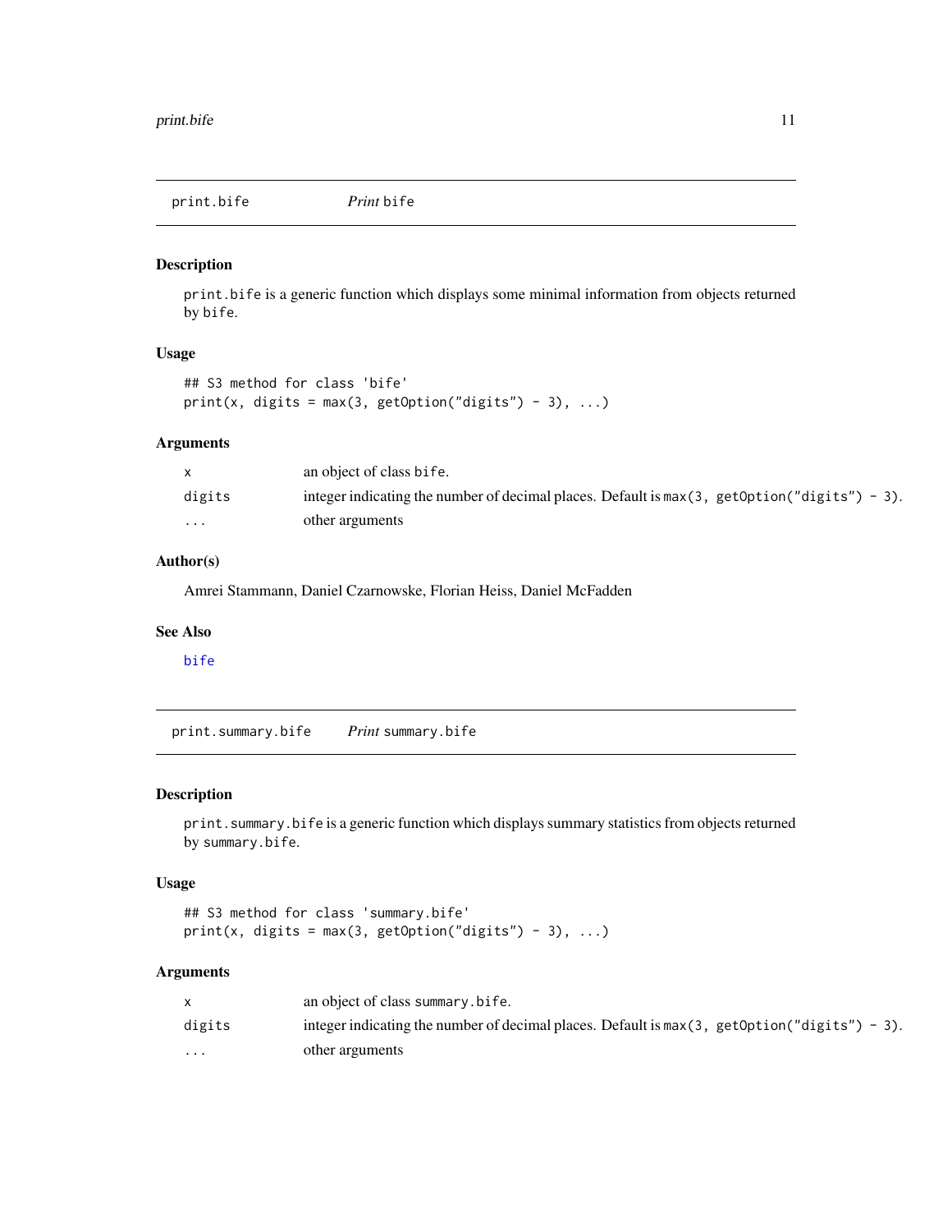## print.bife — *Print* bife

### Description

print.bife is a generic function which displays some minimal information from objects returned by bife.

### Usage

```
## S3 method for class 'bife'
print(x, digits = max(3, getOption("digits") - 3), ...)
```

### Arguments

| | |
|---|---|
| x | an object of class bife. |
| digits | integer indicating the number of decimal places. Default is max(3, getOption("digits") - 3). |
| ... | other arguments |

### Author(s)

Amrei Stammann, Daniel Czarnowske, Florian Heiss, Daniel McFadden

### See Also

bife

## print.summary.bife — *Print* summary.bife

### Description

print.summary.bife is a generic function which displays summary statistics from objects returned by summary.bife.

### Usage

```
## S3 method for class 'summary.bife'
print(x, digits = max(3, getOption("digits") - 3), ...)
```

### Arguments

| | |
|---|---|
| x | an object of class summary.bife. |
| digits | integer indicating the number of decimal places. Default is max(3, getOption("digits") - 3). |
| ... | other arguments |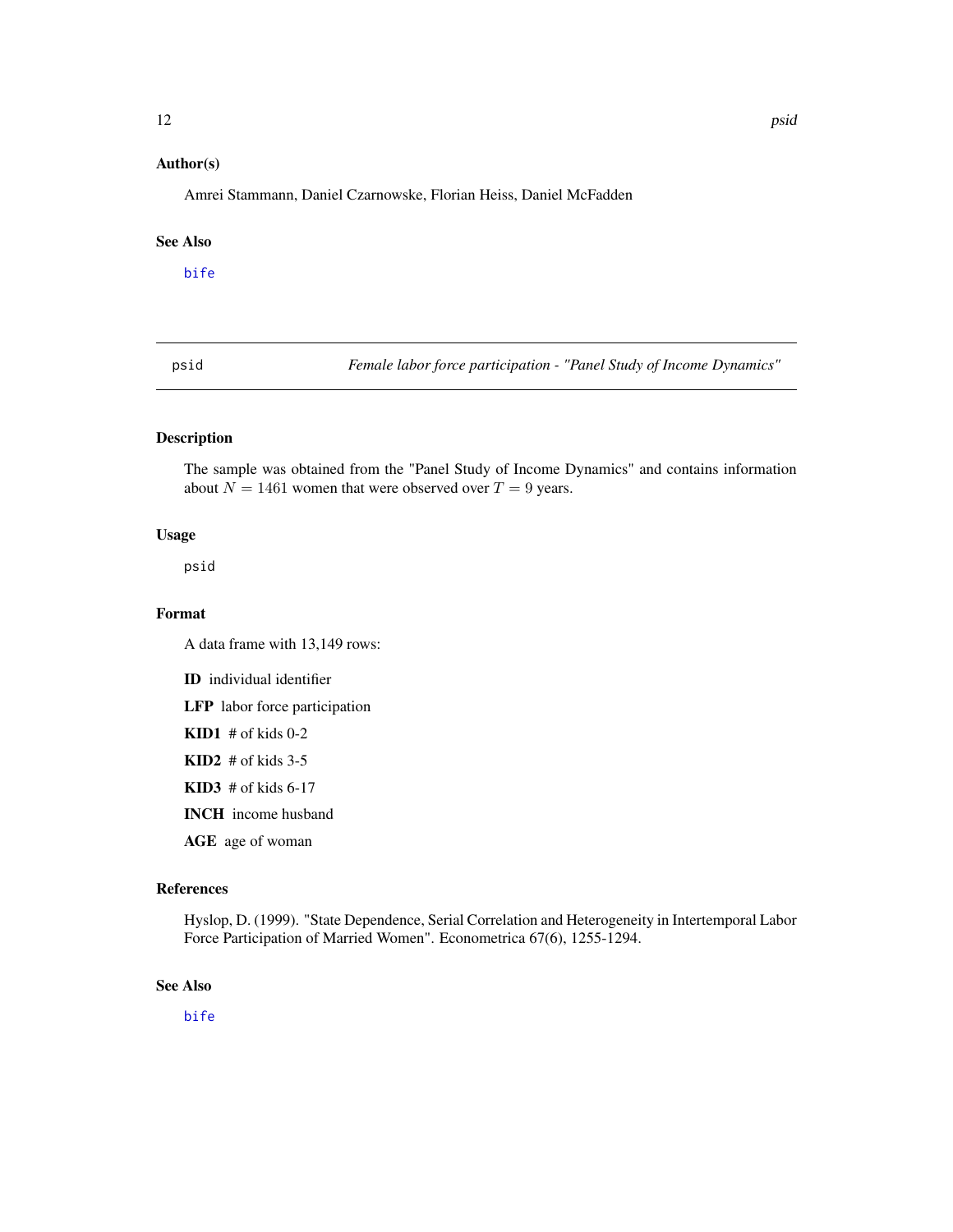## Author(s)

Amrei Stammann, Daniel Czarnowske, Florian Heiss, Daniel McFadden

## See Also

bife

---

# psid — *Female labor force participation - "Panel Study of Income Dynamics"*

## Description

The sample was obtained from the "Panel Study of Income Dynamics" and contains information about $N = 1461$ women that were observed over $T = 9$ years.

## Usage

```
psid
```

## Format

A data frame with 13,149 rows:

**ID** individual identifier

**LFP** labor force participation

**KID1** # of kids 0-2

**KID2** # of kids 3-5

**KID3** # of kids 6-17

**INCH** income husband

**AGE** age of woman

## References

Hyslop, D. (1999). "State Dependence, Serial Correlation and Heterogeneity in Intertemporal Labor Force Participation of Married Women". Econometrica 67(6), 1255-1294.

## See Also

bife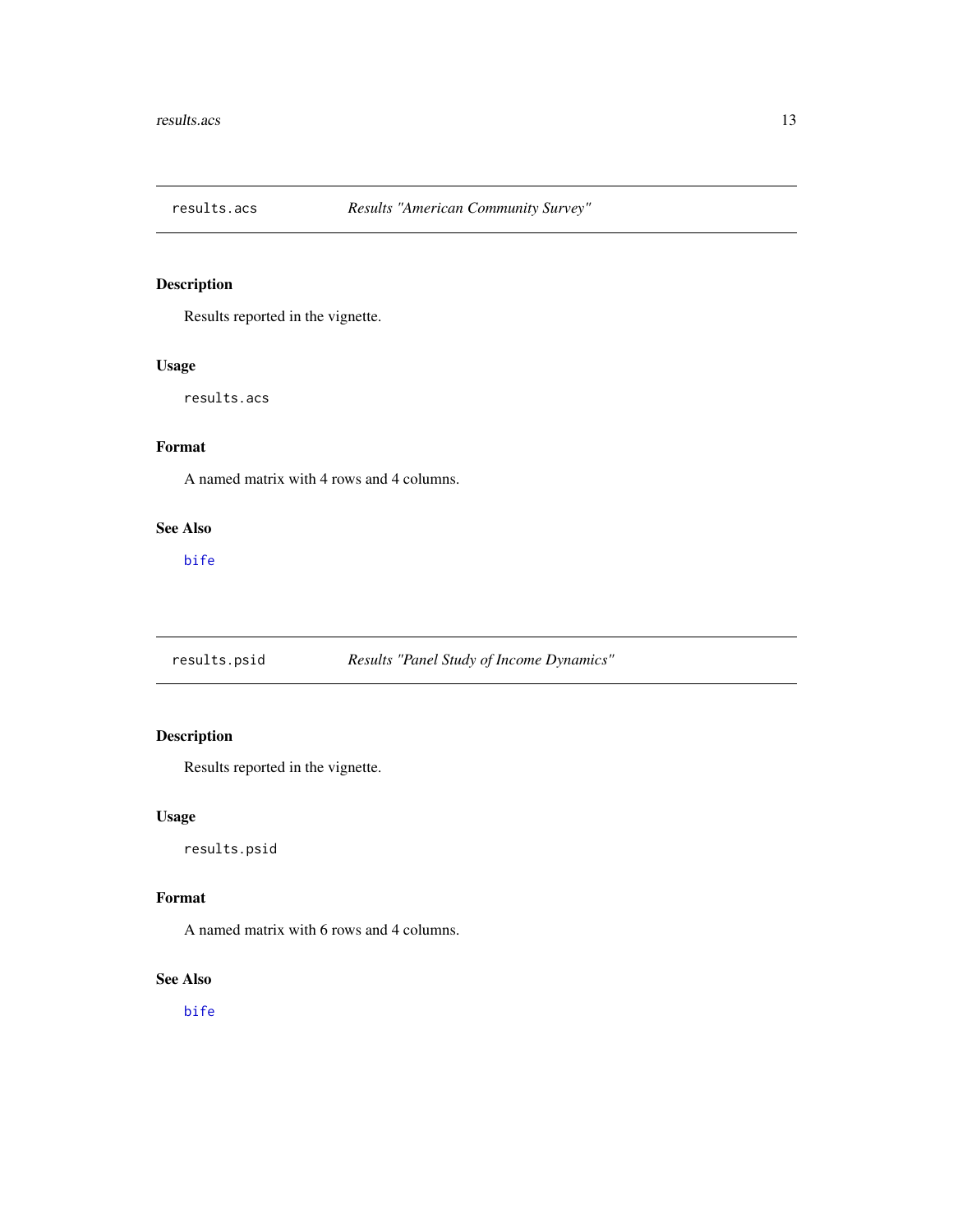## `results.acs` *Results "American Community Survey"*

### Description

Results reported in the vignette.

### Usage

```
results.acs
```

### Format

A named matrix with 4 rows and 4 columns.

### See Also

`bife`

## `results.psid` *Results "Panel Study of Income Dynamics"*

### Description

Results reported in the vignette.

### Usage

```
results.psid
```

### Format

A named matrix with 6 rows and 4 columns.

### See Also

`bife`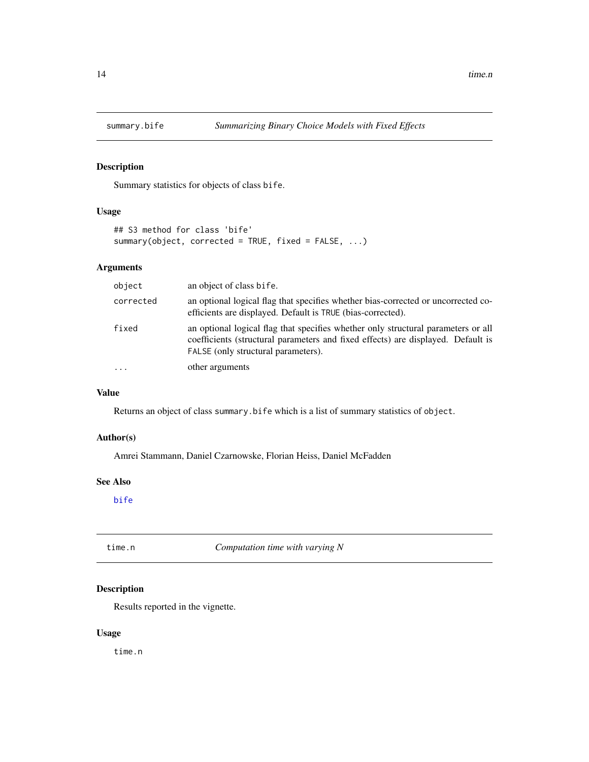## summary.bife — *Summarizing Binary Choice Models with Fixed Effects*

### Description

Summary statistics for objects of class `bife`.

### Usage

```
## S3 method for class 'bife'
summary(object, corrected = TRUE, fixed = FALSE, ...)
```

### Arguments

| | |
|---|---|
| `object` | an object of class `bife`. |
| `corrected` | an optional logical flag that specifies whether bias-corrected or uncorrected coefficients are displayed. Default is `TRUE` (bias-corrected). |
| `fixed` | an optional logical flag that specifies whether only structural parameters or all coefficients (structural parameters and fixed effects) are displayed. Default is `FALSE` (only structural parameters). |
| `...` | other arguments |

### Value

Returns an object of class `summary.bife` which is a list of summary statistics of `object`.

### Author(s)

Amrei Stammann, Daniel Czarnowske, Florian Heiss, Daniel McFadden

### See Also

`bife`

## time.n — *Computation time with varying N*

### Description

Results reported in the vignette.

### Usage

```
time.n
```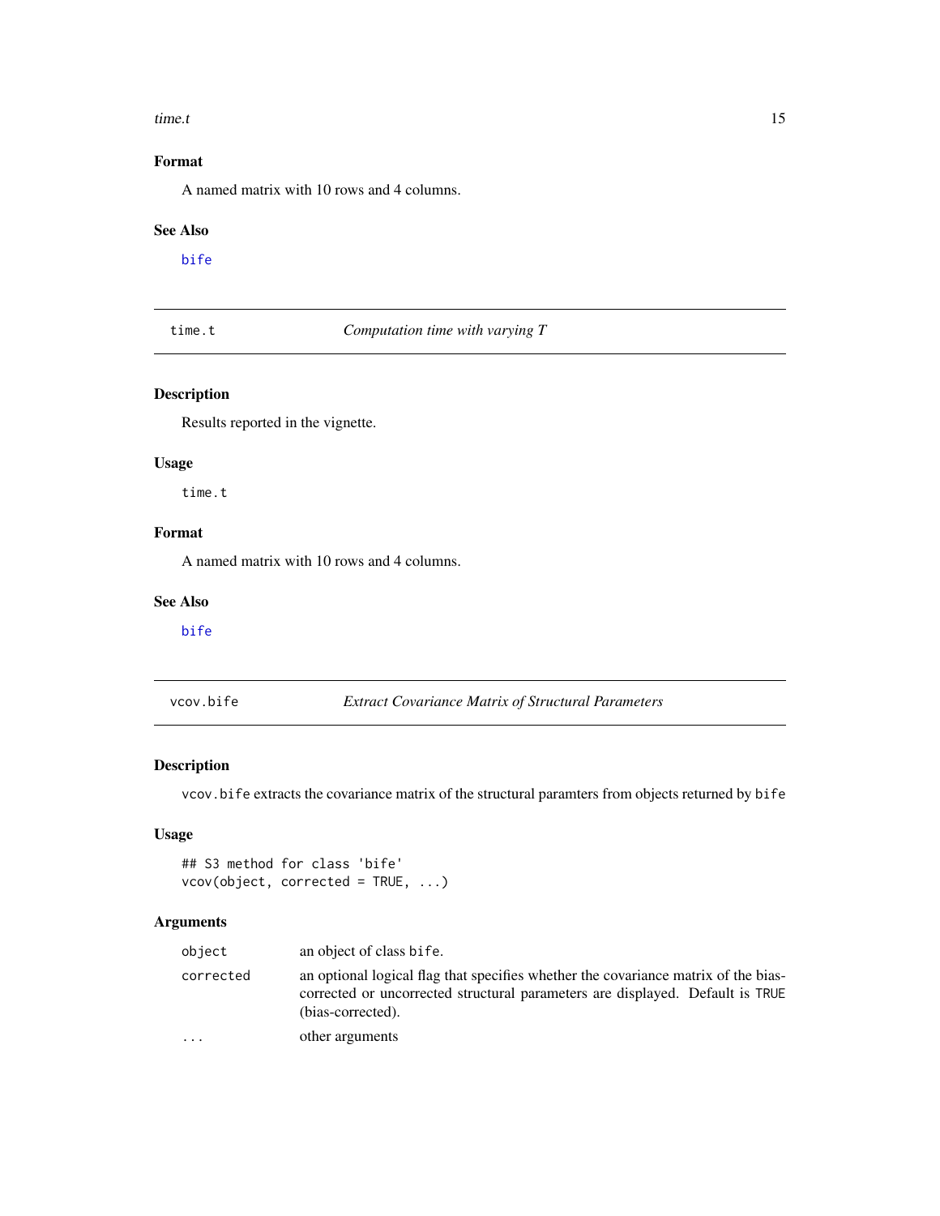## Format

A named matrix with 10 rows and 4 columns.

## See Also

bife

---

# time.t — *Computation time with varying T*

## Description

Results reported in the vignette.

## Usage

```
time.t
```

## Format

A named matrix with 10 rows and 4 columns.

## See Also

bife

---

# vcov.bife — *Extract Covariance Matrix of Structural Parameters*

## Description

`vcov.bife` extracts the covariance matrix of the structural paramters from objects returned by `bife`

## Usage

```
## S3 method for class 'bife'
vcov(object, corrected = TRUE, ...)
```

## Arguments

| | |
|---|---|
| `object` | an object of class `bife`. |
| `corrected` | an optional logical flag that specifies whether the covariance matrix of the bias-corrected or uncorrected structural parameters are displayed. Default is `TRUE` (bias-corrected). |
| `...` | other arguments |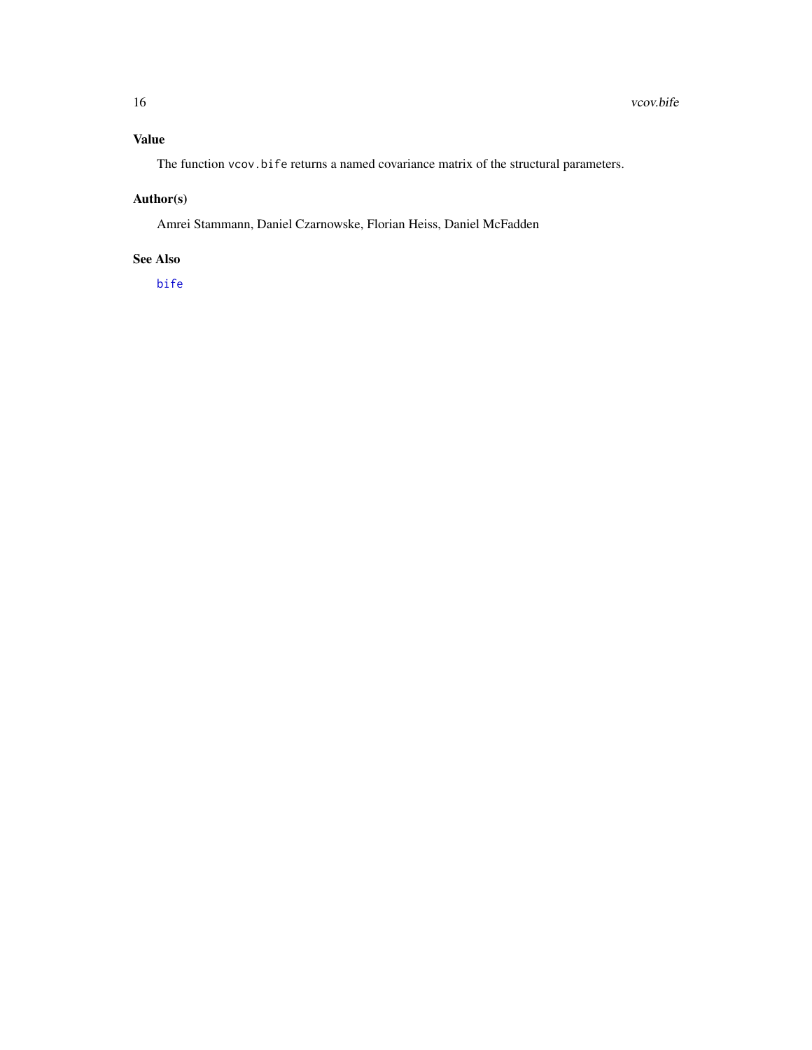## Value

The function `vcov.bife` returns a named covariance matrix of the structural parameters.

## Author(s)

Amrei Stammann, Daniel Czarnowske, Florian Heiss, Daniel McFadden

## See Also

`bife`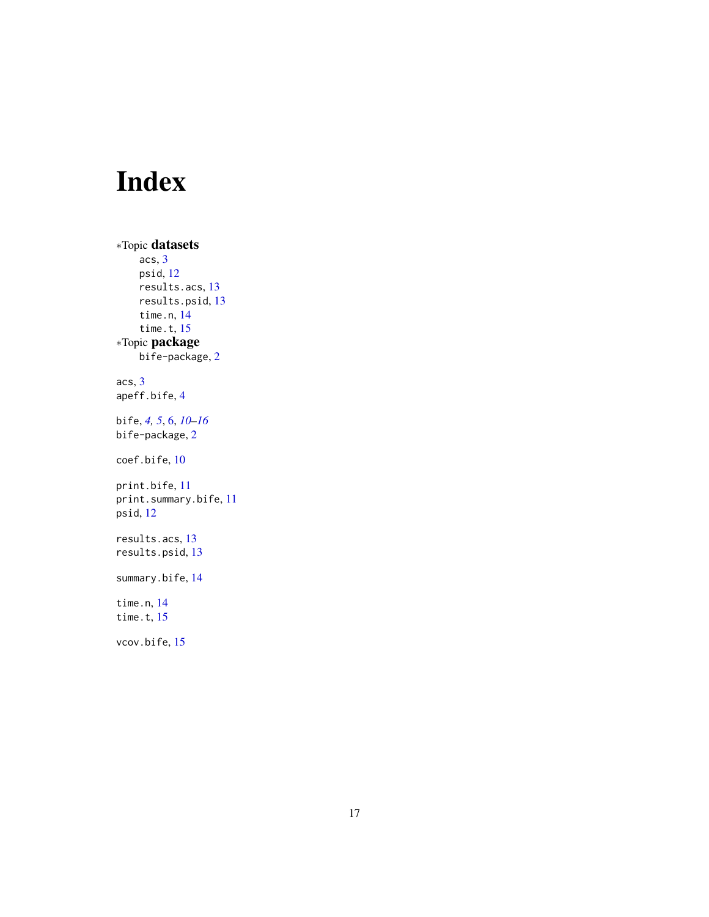# Index

*Topic **datasets**
- acs, 3
- psid, 12
- results.acs, 13
- results.psid, 13
- time.n, 14
- time.t, 15

*Topic **package**
- bife-package, 2

acs, 3
apeff.bife, 4

bife, *4, 5*, 6, *10–16*
bife-package, 2

coef.bife, 10

print.bife, 11
print.summary.bife, 11
psid, 12

results.acs, 13
results.psid, 13

summary.bife, 14

time.n, 14
time.t, 15

vcov.bife, 15